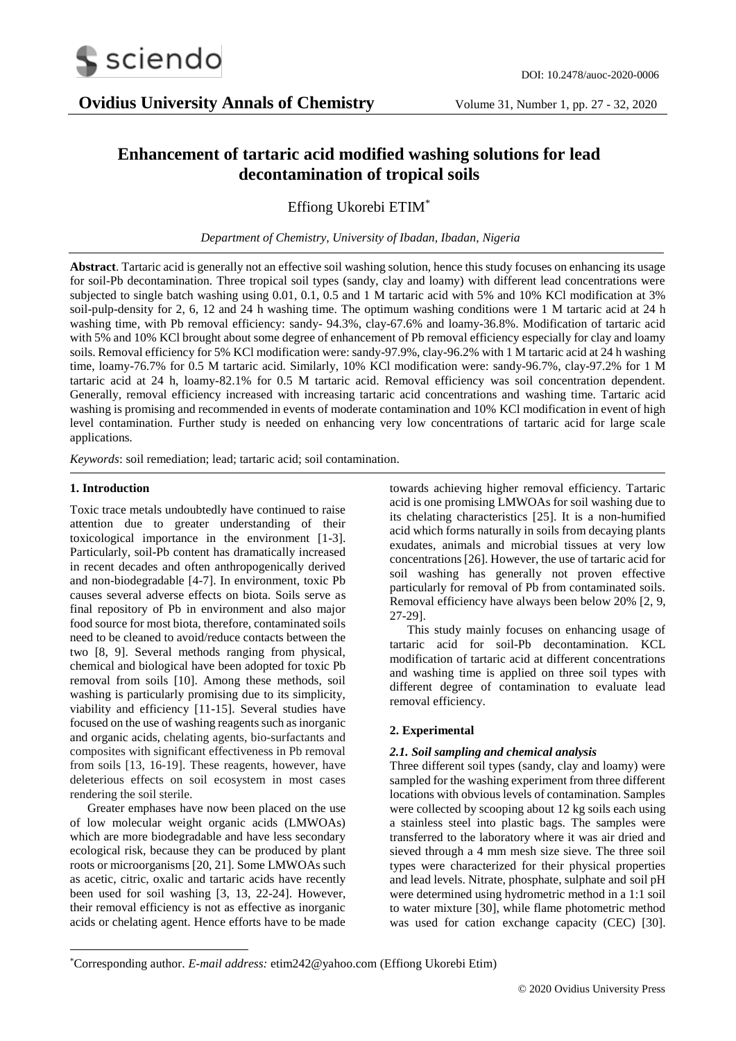# Enhancement of tartaric acid modified washing solutions for lead decontamination of tropical soils

Effiong Ukorebi ETIM*

*Department of Chemistry, University of Ibadan, Ibadan, Nigeria*

**Abstract**. Tartaric acid is generally not an effective soil washing solution, hence this study focuses on enhancing its usage for soil-Pb decontamination. Three tropical soil types (sandy, clay and loamy) with different lead concentrations were subjected to single batch washing using 0.01, 0.1, 0.5 and 1 M tartaric acid with 5% and 10% KCl modification at 3% soil-pulp-density for 2, 6, 12 and 24 h washing time. The optimum washing conditions were 1 M tartaric acid at 24 h washing time, with Pb removal efficiency: sandy- 94.3%, clay-67.6% and loamy-36.8%. Modification of tartaric acid with 5% and 10% KCl brought about some degree of enhancement of Pb removal efficiency especially for clay and loamy soils. Removal efficiency for 5% KCl modification were: sandy-97.9%, clay-96.2% with 1 M tartaric acid at 24 h washing time, loamy-76.7% for 0.5 M tartaric acid. Similarly, 10% KCl modification were: sandy-96.7%, clay-97.2% for 1 M tartaric acid at 24 h, loamy-82.1% for 0.5 M tartaric acid. Removal efficiency was soil concentration dependent. Generally, removal efficiency increased with increasing tartaric acid concentrations and washing time. Tartaric acid washing is promising and recommended in events of moderate contamination and 10% KCl modification in event of high level contamination. Further study is needed on enhancing very low concentrations of tartaric acid for large scale applications.

*Keywords*: soil remediation; lead; tartaric acid; soil contamination.

## 1. Introduction

Toxic trace metals undoubtedly have continued to raise attention due to greater understanding of their toxicological importance in the environment [1-3]. Particularly, soil-Pb content has dramatically increased in recent decades and often anthropogenically derived and non-biodegradable [4-7]. In environment, toxic Pb causes several adverse effects on biota. Soils serve as final repository of Pb in environment and also major food source for most biota, therefore, contaminated soils need to be cleaned to avoid/reduce contacts between the two [8, 9]. Several methods ranging from physical, chemical and biological have been adopted for toxic Pb removal from soils [10]. Among these methods, soil washing is particularly promising due to its simplicity, viability and efficiency [11-15]. Several studies have focused on the use of washing reagents such as inorganic and organic acids, chelating agents, bio-surfactants and composites with significant effectiveness in Pb removal from soils [13, 16-19]. These reagents, however, have deleterious effects on soil ecosystem in most cases rendering the soil sterile.

Greater emphases have now been placed on the use of low molecular weight organic acids (LMWOAs) which are more biodegradable and have less secondary ecological risk, because they can be produced by plant roots or microorganisms [20, 21]. Some LMWOAs such as acetic, citric, oxalic and tartaric acids have recently been used for soil washing [3, 13, 22-24]. However, their removal efficiency is not as effective as inorganic acids or chelating agent. Hence efforts have to be made towards achieving higher removal efficiency. Tartaric acid is one promising LMWOAs for soil washing due to its chelating characteristics [25]. It is a non-humified acid which forms naturally in soils from decaying plants exudates, animals and microbial tissues at very low concentrations [26]. However, the use of tartaric acid for soil washing has generally not proven effective particularly for removal of Pb from contaminated soils. Removal efficiency have always been below 20% [2, 9, 27-29].

This study mainly focuses on enhancing usage of tartaric acid for soil-Pb decontamination. KCL modification of tartaric acid at different concentrations and washing time is applied on three soil types with different degree of contamination to evaluate lead removal efficiency.

## 2. Experimental

### *2.1. Soil sampling and chemical analysis*

Three different soil types (sandy, clay and loamy) were sampled for the washing experiment from three different locations with obvious levels of contamination. Samples were collected by scooping about 12 kg soils each using a stainless steel into plastic bags. The samples were transferred to the laboratory where it was air dried and sieved through a 4 mm mesh size sieve. The three soil types were characterized for their physical properties and lead levels. Nitrate, phosphate, sulphate and soil pH were determined using hydrometric method in a 1:1 soil to water mixture [30], while flame photometric method was used for cation exchange capacity (CEC) [30].

*Corresponding author. *E-mail address:* etim242@yahoo.com (Effiong Ukorebi Etim)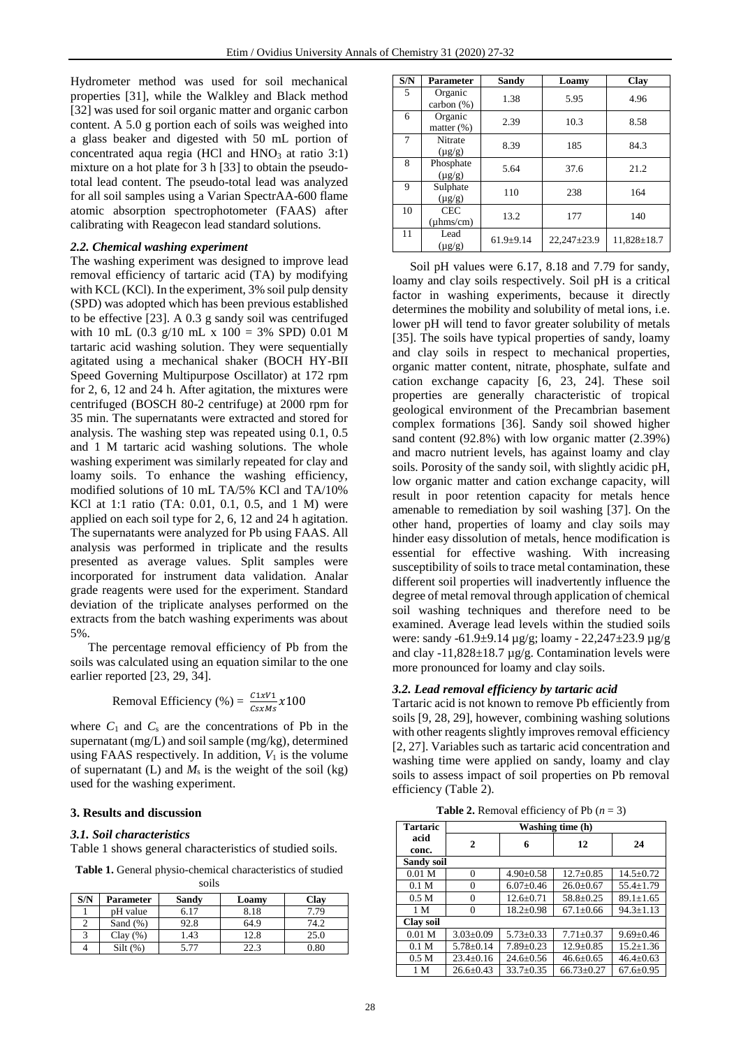Hydrometer method was used for soil mechanical properties [31], while the Walkley and Black method [32] was used for soil organic matter and organic carbon content. A 5.0 g portion each of soils was weighed into a glass beaker and digested with 50 mL portion of concentrated aqua regia (HCl and $HNO_3$ at ratio 3:1) mixture on a hot plate for 3 h [33] to obtain the pseudo-total lead content. The pseudo-total lead was analyzed for all soil samples using a Varian SpectrAA-600 flame atomic absorption spectrophotometer (FAAS) after calibrating with Reagecon lead standard solutions.

### *2.2. Chemical washing experiment*

The washing experiment was designed to improve lead removal efficiency of tartaric acid (TA) by modifying with KCL (KCl). In the experiment, 3% soil pulp density (SPD) was adopted which has been previous established to be effective [23]. A 0.3 g sandy soil was centrifuged with 10 mL (0.3 g/10 mL x 100 = 3% SPD) 0.01 M tartaric acid washing solution. They were sequentially agitated using a mechanical shaker (BOCH HY-BII Speed Governing Multipurpose Oscillator) at 172 rpm for 2, 6, 12 and 24 h. After agitation, the mixtures were centrifuged (BOSCH 80-2 centrifuge) at 2000 rpm for 35 min. The supernatants were extracted and stored for analysis. The washing step was repeated using 0.1, 0.5 and 1 M tartaric acid washing solutions. The whole washing experiment was similarly repeated for clay and loamy soils. To enhance the washing efficiency, modified solutions of 10 mL TA/5% KCl and TA/10% KCl at 1:1 ratio (TA: 0.01, 0.1, 0.5, and 1 M) were applied on each soil type for 2, 6, 12 and 24 h agitation. The supernatants were analyzed for Pb using FAAS. All analysis was performed in triplicate and the results presented as average values. Split samples were incorporated for instrument data validation. Analar grade reagents were used for the experiment. Standard deviation of the triplicate analyses performed on the extracts from the batch washing experiments was about 5%.

The percentage removal efficiency of Pb from the soils was calculated using an equation similar to the one earlier reported [23, 29, 34].

$$\text{Removal Efficiency (\%)} = \frac{C1xV1}{CsxMs}x100$$

where $C_1$ and $C_s$ are the concentrations of Pb in the supernatant (mg/L) and soil sample (mg/kg), determined using FAAS respectively. In addition, $V_1$ is the volume of supernatant (L) and $M_s$ is the weight of the soil (kg) used for the washing experiment.

## 3. Results and discussion

### *3.1. Soil characteristics*

Table 1 shows general characteristics of studied soils.

**Table 1.** General physio-chemical characteristics of studied soils

| S/N | Parameter | Sandy | Loamy | Clay |
|---|---|---|---|---|
| 1 | pH value | 6.17 | 8.18 | 7.79 |
| 2 | Sand (%) | 92.8 | 64.9 | 74.2 |
| 3 | Clay (%) | 1.43 | 12.8 | 25.0 |
| 4 | Silt (%) | 5.77 | 22.3 | 0.80 |
| 5 | Organic carbon (%) | 1.38 | 5.95 | 4.96 |
| 6 | Organic matter (%) | 2.39 | 10.3 | 8.58 |
| 7 | Nitrate (µg/g) | 8.39 | 185 | 84.3 |
| 8 | Phosphate (µg/g) | 5.64 | 37.6 | 21.2 |
| 9 | Sulphate (µg/g) | 110 | 238 | 164 |
| 10 | CEC (µhms/cm) | 13.2 | 177 | 140 |
| 11 | Lead (µg/g) | 61.9±9.14 | 22,247±23.9 | 11,828±18.7 |

Soil pH values were 6.17, 8.18 and 7.79 for sandy, loamy and clay soils respectively. Soil pH is a critical factor in washing experiments, because it directly determines the mobility and solubility of metal ions, i.e. lower pH will tend to favor greater solubility of metals [35]. The soils have typical properties of sandy, loamy and clay soils in respect to mechanical properties, organic matter content, nitrate, phosphate, sulfate and cation exchange capacity [6, 23, 24]. These soil properties are generally characteristic of tropical geological environment of the Precambrian basement complex formations [36]. Sandy soil showed higher sand content (92.8%) with low organic matter (2.39%) and macro nutrient levels, has against loamy and clay soils. Porosity of the sandy soil, with slightly acidic pH, low organic matter and cation exchange capacity, will result in poor retention capacity for metals hence amenable to remediation by soil washing [37]. On the other hand, properties of loamy and clay soils may hinder easy dissolution of metals, hence modification is essential for effective washing. With increasing susceptibility of soils to trace metal contamination, these different soil properties will inadvertently influence the degree of metal removal through application of chemical soil washing techniques and therefore need to be examined. Average lead levels within the studied soils were: sandy -61.9±9.14 µg/g; loamy - 22,247±23.9 µg/g and clay -11,828±18.7 µg/g. Contamination levels were more pronounced for loamy and clay soils.

### *3.2. Lead removal efficiency by tartaric acid*

Tartaric acid is not known to remove Pb efficiently from soils [9, 28, 29], however, combining washing solutions with other reagents slightly improves removal efficiency [2, 27]. Variables such as tartaric acid concentration and washing time were applied on sandy, loamy and clay soils to assess impact of soil properties on Pb removal efficiency (Table 2).

**Table 2.** Removal efficiency of Pb ($n$ = 3)

| Tartaric acid conc. | Washing time (h) | | | |
|---|---|---|---|---|
| | 2 | 6 | 12 | 24 |
| **Sandy soil** | | | | |
| 0.01 M | 0 | 4.90±0.58 | 12.7±0.85 | 14.5±0.72 |
| 0.1 M | 0 | 6.07±0.46 | 26.0±0.67 | 55.4±1.79 |
| 0.5 M | 0 | 12.6±0.71 | 58.8±0.25 | 89.1±1.65 |
| 1 M | 0 | 18.2±0.98 | 67.1±0.66 | 94.3±1.13 |
| **Clay soil** | | | | |
| 0.01 M | 3.03±0.09 | 5.73±0.33 | 7.71±0.37 | 9.69±0.46 |
| 0.1 M | 5.78±0.14 | 7.89±0.23 | 12.9±0.85 | 15.2±1.36 |
| 0.5 M | 23.4±0.16 | 24.6±0.56 | 46.6±0.65 | 46.4±0.63 |
| 1 M | 26.6±0.43 | 33.7±0.35 | 66.73±0.27 | 67.6±0.95 |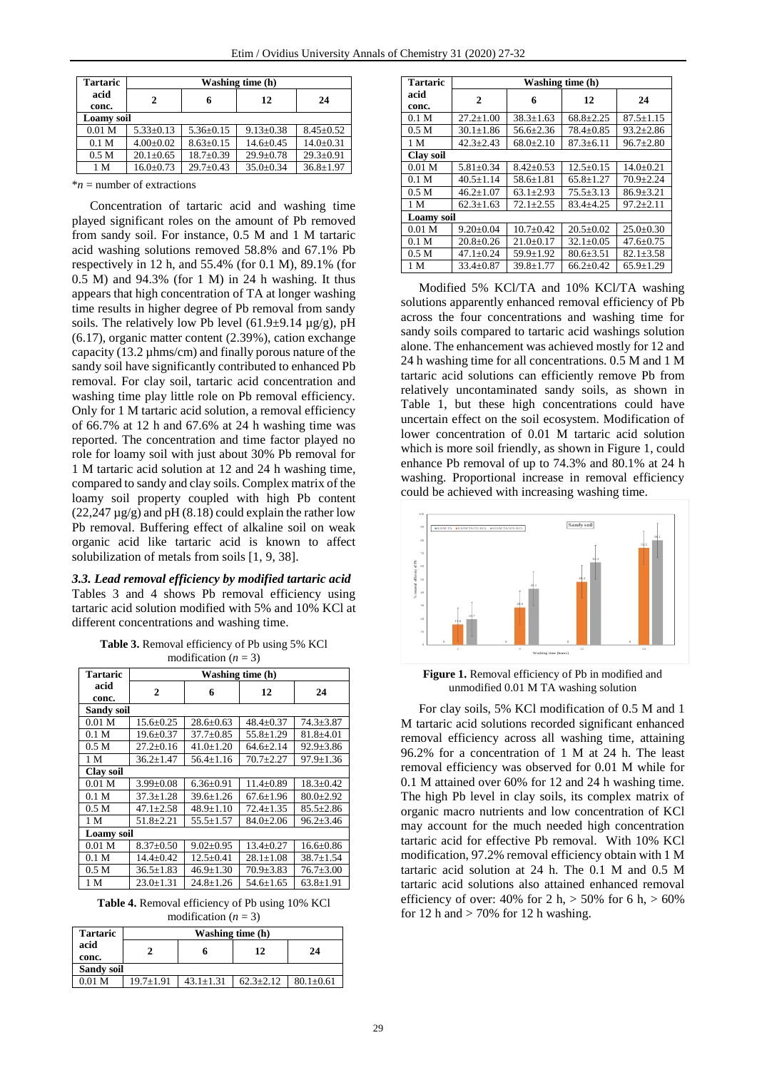| Tartaric acid conc. | Washing time (h) | | | |
|---|---|---|---|---|
| | 2 | 6 | 12 | 24 |
| **Loamy soil** | | | | |
| 0.01 M | 5.33±0.13 | 5.36±0.15 | 9.13±0.38 | 8.45±0.52 |
| 0.1 M | 4.00±0.02 | 8.63±0.15 | 14.6±0.45 | 14.0±0.31 |
| 0.5 M | 20.1±0.65 | 18.7±0.39 | 29.9±0.78 | 29.3±0.91 |
| 1 M | 16.0±0.73 | 29.7±0.43 | 35.0±0.34 | 36.8±1.97 |

*$n$ = number of extractions

Concentration of tartaric acid and washing time played significant roles on the amount of Pb removed from sandy soil. For instance, 0.5 M and 1 M tartaric acid washing solutions removed 58.8% and 67.1% Pb respectively in 12 h, and 55.4% (for 0.1 M), 89.1% (for 0.5 M) and 94.3% (for 1 M) in 24 h washing. It thus appears that high concentration of TA at longer washing time results in higher degree of Pb removal from sandy soils. The relatively low Pb level (61.9±9.14 µg/g), pH (6.17), organic matter content (2.39%), cation exchange capacity (13.2 µhms/cm) and finally porous nature of the sandy soil have significantly contributed to enhanced Pb removal. For clay soil, tartaric acid concentration and washing time play little role on Pb removal efficiency. Only for 1 M tartaric acid solution, a removal efficiency of 66.7% at 12 h and 67.6% at 24 h washing time was reported. The concentration and time factor played no role for loamy soil with just about 30% Pb removal for 1 M tartaric acid solution at 12 and 24 h washing time, compared to sandy and clay soils. Complex matrix of the loamy soil property coupled with high Pb content (22,247 µg/g) and pH (8.18) could explain the rather low Pb removal. Buffering effect of alkaline soil on weak organic acid like tartaric acid is known to affect solubilization of metals from soils [1, 9, 38].

### *3.3. Lead removal efficiency by modified tartaric acid*

Tables 3 and 4 shows Pb removal efficiency using tartaric acid solution modified with 5% and 10% KCl at different concentrations and washing time.

**Table 3.** Removal efficiency of Pb using 5% KCl modification ($n$ = 3)

| Tartaric acid conc. | Washing time (h) | | | |
|---|---|---|---|---|
| | 2 | 6 | 12 | 24 |
| **Sandy soil** | | | | |
| 0.01 M | 15.6±0.25 | 28.6±0.63 | 48.4±0.37 | 74.3±3.87 |
| 0.1 M | 19.6±0.37 | 37.7±0.85 | 55.8±1.29 | 81.8±4.01 |
| 0.5 M | 27.2±0.16 | 41.0±1.20 | 64.6±2.14 | 92.9±3.86 |
| 1 M | 36.2±1.47 | 56.4±1.16 | 70.7±2.27 | 97.9±1.36 |
| **Clay soil** | | | | |
| 0.01 M | 3.99±0.08 | 6.36±0.91 | 11.4±0.89 | 18.3±0.42 |
| 0.1 M | 37.3±1.28 | 39.6±1.26 | 67.6±1.96 | 80.0±2.92 |
| 0.5 M | 47.1±2.58 | 48.9±1.10 | 72.4±1.35 | 85.5±2.86 |
| 1 M | 51.8±2.21 | 55.5±1.57 | 84.0±2.06 | 96.2±3.46 |
| **Loamy soil** | | | | |
| 0.01 M | 8.37±0.50 | 9.02±0.95 | 13.4±0.27 | 16.6±0.86 |
| 0.1 M | 14.4±0.42 | 12.5±0.41 | 28.1±1.08 | 38.7±1.54 |
| 0.5 M | 36.5±1.83 | 46.9±1.30 | 70.9±3.83 | 76.7±3.00 |
| 1 M | 23.0±1.31 | 24.8±1.26 | 54.6±1.65 | 63.8±1.91 |

**Table 4.** Removal efficiency of Pb using 10% KCl modification ($n$ = 3)

| Tartaric acid conc. | Washing time (h) | | | |
|---|---|---|---|---|
| | 2 | 6 | 12 | 24 |
| **Sandy soil** | | | | |
| 0.01 M | 19.7±1.91 | 43.1±1.31 | 62.3±2.12 | 80.1±0.61 |
| 0.1 M | 27.2±1.00 | 38.3±1.63 | 68.8±2.25 | 87.5±1.15 |
| 0.5 M | 30.1±1.86 | 56.6±2.36 | 78.4±0.85 | 93.2±2.86 |
| 1 M | 42.3±2.43 | 68.0±2.10 | 87.3±6.11 | 96.7±2.80 |
| **Clay soil** | | | | |
| 0.01 M | 5.81±0.34 | 8.42±0.53 | 12.5±0.15 | 14.0±0.21 |
| 0.1 M | 40.5±1.14 | 58.6±1.81 | 65.8±1.27 | 70.9±2.24 |
| 0.5 M | 46.2±1.07 | 63.1±2.93 | 75.5±3.13 | 86.9±3.21 |
| 1 M | 62.3±1.63 | 72.1±2.55 | 83.4±4.25 | 97.2±2.11 |
| **Loamy soil** | | | | |
| 0.01 M | 9.20±0.04 | 10.7±0.42 | 20.5±0.02 | 25.0±0.30 |
| 0.1 M | 20.8±0.26 | 21.0±0.17 | 32.1±0.05 | 47.6±0.75 |
| 0.5 M | 47.1±0.24 | 59.9±1.92 | 80.6±3.51 | 82.1±3.58 |
| 1 M | 33.4±0.87 | 39.8±1.77 | 66.2±0.42 | 65.9±1.29 |

Modified 5% KCl/TA and 10% KCl/TA washing solutions apparently enhanced removal efficiency of Pb across the four concentrations and washing time for sandy soils compared to tartaric acid washings solution alone. The enhancement was achieved mostly for 12 and 24 h washing time for all concentrations. 0.5 M and 1 M tartaric acid solutions can efficiently remove Pb from relatively uncontaminated sandy soils, as shown in Table 1, but these high concentrations could have uncertain effect on the soil ecosystem. Modification of lower concentration of 0.01 M tartaric acid solution which is more soil friendly, as shown in Figure 1, could enhance Pb removal of up to 74.3% and 80.1% at 24 h washing. Proportional increase in removal efficiency could be achieved with increasing washing time.

**Figure 1.** Removal efficiency of Pb in modified and unmodified 0.01 M TA washing solution

For clay soils, 5% KCl modification of 0.5 M and 1 M tartaric acid solutions recorded significant enhanced removal efficiency across all washing time, attaining 96.2% for a concentration of 1 M at 24 h. The least removal efficiency was observed for 0.01 M while for 0.1 M attained over 60% for 12 and 24 h washing time. The high Pb level in clay soils, its complex matrix of organic macro nutrients and low concentration of KCl may account for the much needed high concentration tartaric acid for effective Pb removal. With 10% KCl modification, 97.2% removal efficiency obtain with 1 M tartaric acid solution at 24 h. The 0.1 M and 0.5 M tartaric acid solutions also attained enhanced removal efficiency of over: 40% for 2 h, > 50% for 6 h, > 60% for 12 h and > 70% for 12 h washing.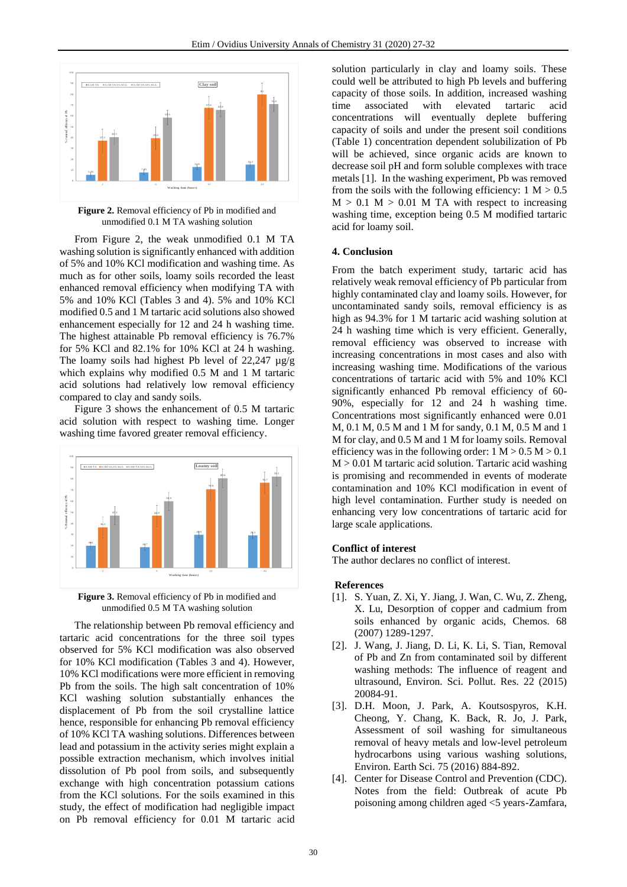**Figure 2.** Removal efficiency of Pb in modified and unmodified 0.1 M TA washing solution

From Figure 2, the weak unmodified 0.1 M TA washing solution is significantly enhanced with addition of 5% and 10% KCl modification and washing time. As much as for other soils, loamy soils recorded the least enhanced removal efficiency when modifying TA with 5% and 10% KCl (Tables 3 and 4). 5% and 10% KCl modified 0.5 and 1 M tartaric acid solutions also showed enhancement especially for 12 and 24 h washing time. The highest attainable Pb removal efficiency is 76.7% for 5% KCl and 82.1% for 10% KCl at 24 h washing. The loamy soils had highest Pb level of 22,247 µg/g which explains why modified 0.5 M and 1 M tartaric acid solutions had relatively low removal efficiency compared to clay and sandy soils.

Figure 3 shows the enhancement of 0.5 M tartaric acid solution with respect to washing time. Longer washing time favored greater removal efficiency.

**Figure 3.** Removal efficiency of Pb in modified and unmodified 0.5 M TA washing solution

The relationship between Pb removal efficiency and tartaric acid concentrations for the three soil types observed for 5% KCl modification was also observed for 10% KCl modification (Tables 3 and 4). However, 10% KCl modifications were more efficient in removing Pb from the soils. The high salt concentration of 10% KCl washing solution substantially enhances the displacement of Pb from the soil crystalline lattice hence, responsible for enhancing Pb removal efficiency of 10% KCl TA washing solutions. Differences between lead and potassium in the activity series might explain a possible extraction mechanism, which involves initial dissolution of Pb pool from soils, and subsequently exchange with high concentration potassium cations from the KCl solutions. For the soils examined in this study, the effect of modification had negligible impact on Pb removal efficiency for 0.01 M tartaric acid solution particularly in clay and loamy soils. These could well be attributed to high Pb levels and buffering capacity of those soils. In addition, increased washing time associated with elevated tartaric acid concentrations will eventually deplete buffering capacity of soils and under the present soil conditions (Table 1) concentration dependent solubilization of Pb will be achieved, since organic acids are known to decrease soil pH and form soluble complexes with trace metals [1]. In the washing experiment, Pb was removed from the soils with the following efficiency: 1 M > 0.5 M > 0.1 M > 0.01 M TA with respect to increasing washing time, exception being 0.5 M modified tartaric acid for loamy soil.

## 4. Conclusion

From the batch experiment study, tartaric acid has relatively weak removal efficiency of Pb particular from highly contaminated clay and loamy soils. However, for uncontaminated sandy soils, removal efficiency is as high as 94.3% for 1 M tartaric acid washing solution at 24 h washing time which is very efficient. Generally, removal efficiency was observed to increase with increasing concentrations in most cases and also with increasing washing time. Modifications of the various concentrations of tartaric acid with 5% and 10% KCl significantly enhanced Pb removal efficiency of 60-90%, especially for 12 and 24 h washing time. Concentrations most significantly enhanced were 0.01 M, 0.1 M, 0.5 M and 1 M for sandy, 0.1 M, 0.5 M and 1 M for clay, and 0.5 M and 1 M for loamy soils. Removal efficiency was in the following order: 1 M > 0.5 M > 0.1 M > 0.01 M tartaric acid solution. Tartaric acid washing is promising and recommended in events of moderate contamination and 10% KCl modification in event of high level contamination. Further study is needed on enhancing very low concentrations of tartaric acid for large scale applications.

## Conflict of interest

The author declares no conflict of interest.

## References

[1]. S. Yuan, Z. Xi, Y. Jiang, J. Wan, C. Wu, Z. Zheng, X. Lu, Desorption of copper and cadmium from soils enhanced by organic acids, Chemos. 68 (2007) 1289-1297.

[2]. J. Wang, J. Jiang, D. Li, K. Li, S. Tian, Removal of Pb and Zn from contaminated soil by different washing methods: The influence of reagent and ultrasound, Environ. Sci. Pollut. Res. 22 (2015) 20084-91.

[3]. D.H. Moon, J. Park, A. Koutsospyros, K.H. Cheong, Y. Chang, K. Back, R. Jo, J. Park, Assessment of soil washing for simultaneous removal of heavy metals and low-level petroleum hydrocarbons using various washing solutions, Environ. Earth Sci. 75 (2016) 884-892.

[4]. Center for Disease Control and Prevention (CDC). Notes from the field: Outbreak of acute Pb poisoning among children aged <5 years-Zamfara,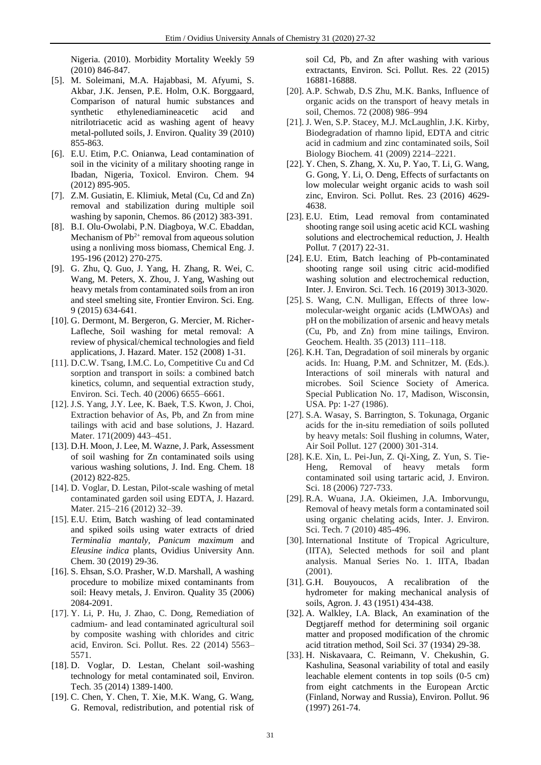Nigeria. (2010). Morbidity Mortality Weekly 59 (2010) 846-847.

[5]. M. Soleimani, M.A. Hajabbasi, M. Afyumi, S. Akbar, J.K. Jensen, P.E. Holm, O.K. Borggaard, Comparison of natural humic substances and synthetic ethylenediamineacetic acid and nitrilotriacetic acid as washing agent of heavy metal-polluted soils, J. Environ. Quality 39 (2010) 855-863.

[6]. E.U. Etim, P.C. Onianwa, Lead contamination of soil in the vicinity of a military shooting range in Ibadan, Nigeria, Toxicol. Environ. Chem. 94 (2012) 895-905.

[7]. Z.M. Gusiatin, E. Klimiuk, Metal (Cu, Cd and Zn) removal and stabilization during multiple soil washing by saponin, Chemos. 86 (2012) 383-391.

[8]. B.I. Olu-Owolabi, P.N. Diagboya, W.C. Ebaddan, Mechanism of $Pb^{2+}$ removal from aqueous solution using a nonliving moss biomass, Chemical Eng. J. 195-196 (2012) 270-275.

[9]. G. Zhu, Q. Guo, J. Yang, H. Zhang, R. Wei, C. Wang, M. Peters, X. Zhou, J. Yang, Washing out heavy metals from contaminated soils from an iron and steel smelting site, Frontier Environ. Sci. Eng. 9 (2015) 634-641.

[10]. G. Dermont, M. Bergeron, G. Mercier, M. Richer-Lafleche, Soil washing for metal removal: A review of physical/chemical technologies and field applications, J. Hazard. Mater. 152 (2008) 1-31.

[11]. D.C.W. Tsang, I.M.C. Lo, Competitive Cu and Cd sorption and transport in soils: a combined batch kinetics, column, and sequential extraction study, Environ. Sci. Tech. 40 (2006) 6655–6661.

[12]. J.S. Yang, J.Y. Lee, K. Baek, T.S. Kwon, J. Choi, Extraction behavior of As, Pb, and Zn from mine tailings with acid and base solutions, J. Hazard. Mater. 171(2009) 443–451.

[13]. D.H. Moon, J. Lee, M. Wazne, J. Park, Assessment of soil washing for Zn contaminated soils using various washing solutions, J. Ind. Eng. Chem. 18 (2012) 822-825.

[14]. D. Voglar, D. Lestan, Pilot-scale washing of metal contaminated garden soil using EDTA, J. Hazard. Mater. 215–216 (2012) 32–39.

[15]. E.U. Etim, Batch washing of lead contaminated and spiked soils using water extracts of dried *Terminalia mantaly*, *Panicum maximum* and *Eleusine indica* plants, Ovidius University Ann. Chem. 30 (2019) 29-36.

[16]. S. Ehsan, S.O. Prasher, W.D. Marshall, A washing procedure to mobilize mixed contaminants from soil: Heavy metals, J. Environ. Quality 35 (2006) 2084-2091.

[17]. Y. Li, P. Hu, J. Zhao, C. Dong, Remediation of cadmium- and lead contaminated agricultural soil by composite washing with chlorides and citric acid, Environ. Sci. Pollut. Res. 22 (2014) 5563–5571.

[18]. D. Voglar, D. Lestan, Chelant soil-washing technology for metal contaminated soil, Environ. Tech. 35 (2014) 1389-1400.

[19]. C. Chen, Y. Chen, T. Xie, M.K. Wang, G. Wang, G. Removal, redistribution, and potential risk of soil Cd, Pb, and Zn after washing with various extractants, Environ. Sci. Pollut. Res. 22 (2015) 16881-16888.

[20]. A.P. Schwab, D.S Zhu, M.K. Banks, Influence of organic acids on the transport of heavy metals in soil, Chemos. 72 (2008) 986–994

[21]. J. Wen, S.P. Stacey, M.J. McLaughlin, J.K. Kirby, Biodegradation of rhamno lipid, EDTA and citric acid in cadmium and zinc contaminated soils, Soil Biology Biochem. 41 (2009) 2214–2221.

[22]. Y. Chen, S. Zhang, X. Xu, P. Yao, T. Li, G. Wang, G. Gong, Y. Li, O. Deng, Effects of surfactants on low molecular weight organic acids to wash soil zinc, Environ. Sci. Pollut. Res. 23 (2016) 4629-4638.

[23]. E.U. Etim, Lead removal from contaminated shooting range soil using acetic acid KCL washing solutions and electrochemical reduction, J. Health Pollut. 7 (2017) 22-31.

[24]. E.U. Etim, Batch leaching of Pb-contaminated shooting range soil using citric acid-modified washing solution and electrochemical reduction, Inter. J. Environ. Sci. Tech. 16 (2019) 3013-3020.

[25]. S. Wang, C.N. Mulligan, Effects of three low-molecular-weight organic acids (LMWOAs) and pH on the mobilization of arsenic and heavy metals (Cu, Pb, and Zn) from mine tailings, Environ. Geochem. Health. 35 (2013) 111–118.

[26]. K.H. Tan, Degradation of soil minerals by organic acids. In: Huang, P.M. and Schnitzer, M. (Eds.). Interactions of soil minerals with natural and microbes. Soil Science Society of America. Special Publication No. 17, Madison, Wisconsin, USA. Pp: 1-27 (1986).

[27]. S.A. Wasay, S. Barrington, S. Tokunaga, Organic acids for the in-situ remediation of soils polluted by heavy metals: Soil flushing in columns, Water, Air Soil Pollut. 127 (2000) 301-314.

[28]. K.E. Xin, L. Pei-Jun, Z. Qi-Xing, Z. Yun, S. Tie-Heng, Removal of heavy metals form contaminated soil using tartaric acid, J. Environ. Sci. 18 (2006) 727-733.

[29]. R.A. Wuana, J.A. Okieimen, J.A. Imborvungu, Removal of heavy metals form a contaminated soil using organic chelating acids, Inter. J. Environ. Sci. Tech. 7 (2010) 485-496.

[30]. International Institute of Tropical Agriculture, (IITA), Selected methods for soil and plant analysis. Manual Series No. 1. IITA, Ibadan (2001).

[31]. G.H. Bouyoucos, A recalibration of the hydrometer for making mechanical analysis of soils, Agron. J. 43 (1951) 434-438.

[32]. A. Walkley, I.A. Black, An examination of the Degtjareff method for determining soil organic matter and proposed modification of the chromic acid titration method, Soil Sci. 37 (1934) 29-38.

[33]. H. Niskavaara, C. Reimann, V. Chekushin, G. Kashulina, Seasonal variability of total and easily leachable element contents in top soils (0-5 cm) from eight catchments in the European Arctic (Finland, Norway and Russia), Environ. Pollut. 96 (1997) 261-74.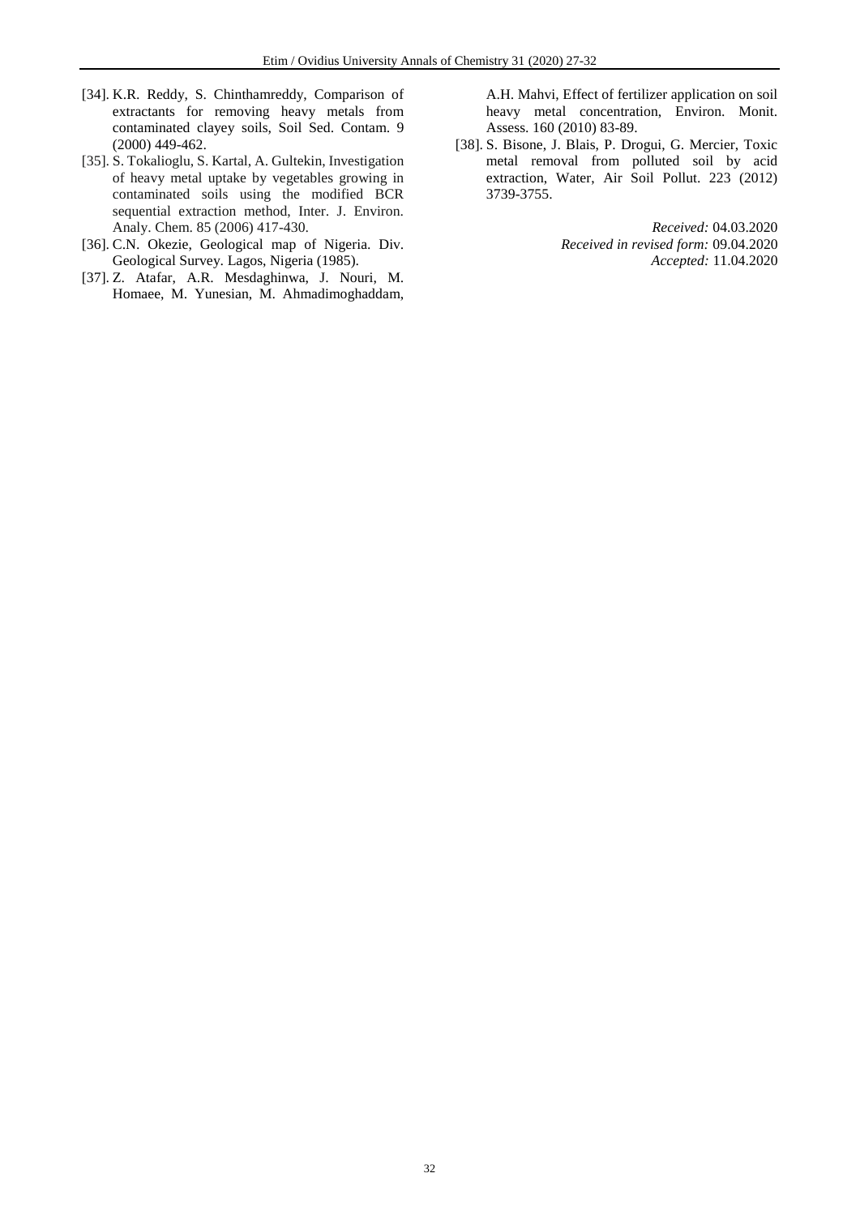[34]. K.R. Reddy, S. Chinthamreddy, Comparison of extractants for removing heavy metals from contaminated clayey soils, Soil Sed. Contam. 9 (2000) 449-462.

[35]. S. Tokalioglu, S. Kartal, A. Gultekin, Investigation of heavy metal uptake by vegetables growing in contaminated soils using the modified BCR sequential extraction method, Inter. J. Environ. Analy. Chem. 85 (2006) 417-430.

[36]. C.N. Okezie, Geological map of Nigeria. Div. Geological Survey. Lagos, Nigeria (1985).

[37]. Z. Atafar, A.R. Mesdaghinwa, J. Nouri, M. Homaee, M. Yunesian, M. Ahmadimoghaddam, A.H. Mahvi, Effect of fertilizer application on soil heavy metal concentration, Environ. Monit. Assess. 160 (2010) 83-89.

[38]. S. Bisone, J. Blais, P. Drogui, G. Mercier, Toxic metal removal from polluted soil by acid extraction, Water, Air Soil Pollut. 223 (2012) 3739-3755.

*Received:* 04.03.2020
*Received in revised form:* 09.04.2020
*Accepted:* 11.04.2020